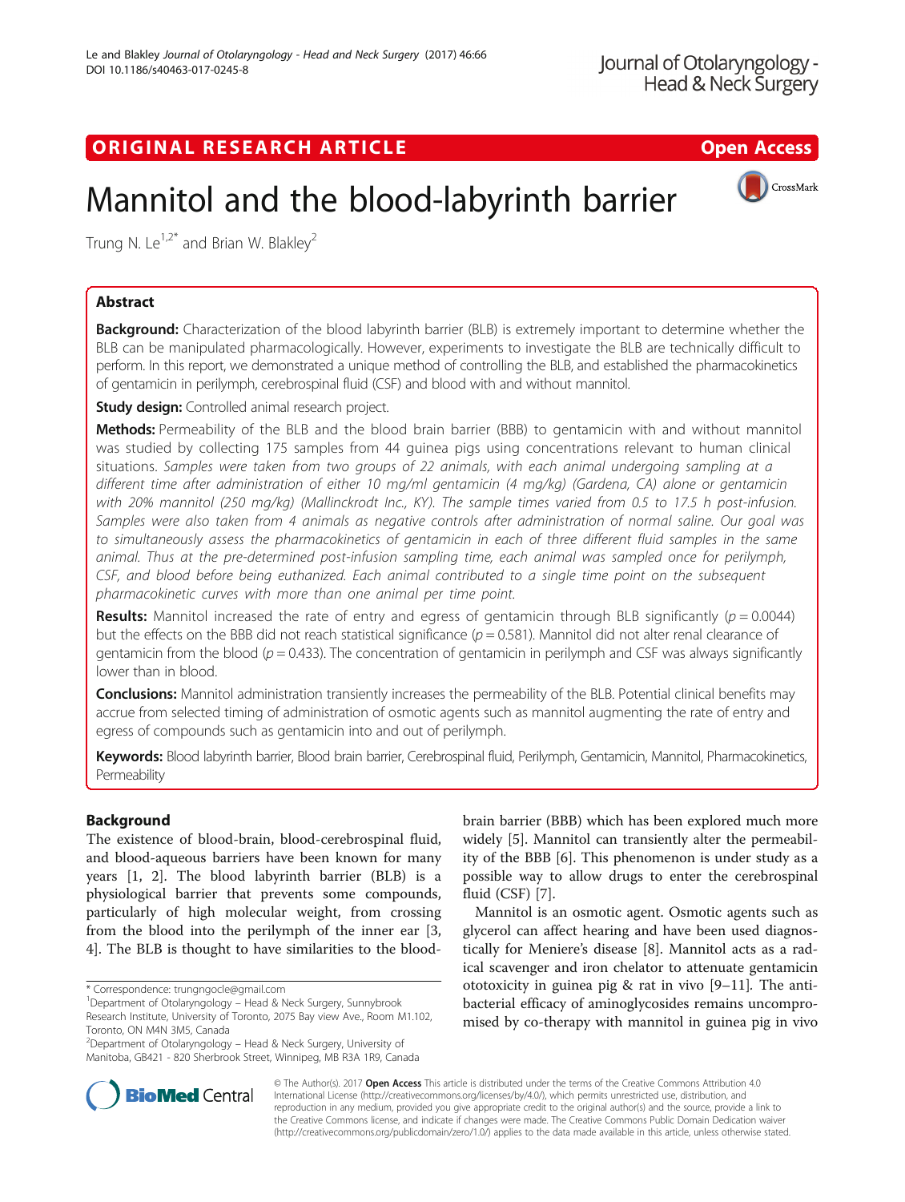ORIGINAL RESEARCH ARTICLE

Open Access

# Mannitol and the blood-labyrinth barrier

Trung N. Le[1,2*] and Brian W. Blakley[2]

## Abstract

**Background:** Characterization of the blood labyrinth barrier (BLB) is extremely important to determine whether the BLB can be manipulated pharmacologically. However, experiments to investigate the BLB are technically difficult to perform. In this report, we demonstrated a unique method of controlling the BLB, and established the pharmacokinetics of gentamicin in perilymph, cerebrospinal fluid (CSF) and blood with and without mannitol.

**Study design:** Controlled animal research project.

**Methods:** Permeability of the BLB and the blood brain barrier (BBB) to gentamicin with and without mannitol was studied by collecting 175 samples from 44 guinea pigs using concentrations relevant to human clinical situations. *Samples were taken from two groups of 22 animals, with each animal undergoing sampling at a different time after administration of either 10 mg/ml gentamicin (4 mg/kg) (Gardena, CA) alone or gentamicin with 20% mannitol (250 mg/kg) (Mallinckrodt Inc., KY). The sample times varied from 0.5 to 17.5 h post-infusion. Samples were also taken from 4 animals as negative controls after administration of normal saline. Our goal was to simultaneously assess the pharmacokinetics of gentamicin in each of three different fluid samples in the same animal. Thus at the pre-determined post-infusion sampling time, each animal was sampled once for perilymph, CSF, and blood before being euthanized. Each animal contributed to a single time point on the subsequent pharmacokinetic curves with more than one animal per time point.*

**Results:** Mannitol increased the rate of entry and egress of gentamicin through BLB significantly ($p = 0.0044$) but the effects on the BBB did not reach statistical significance ($p = 0.581$). Mannitol did not alter renal clearance of gentamicin from the blood ($p = 0.433$). The concentration of gentamicin in perilymph and CSF was always significantly lower than in blood.

**Conclusions:** Mannitol administration transiently increases the permeability of the BLB. Potential clinical benefits may accrue from selected timing of administration of osmotic agents such as mannitol augmenting the rate of entry and egress of compounds such as gentamicin into and out of perilymph.

**Keywords:** Blood labyrinth barrier, Blood brain barrier, Cerebrospinal fluid, Perilymph, Gentamicin, Mannitol, Pharmacokinetics, Permeability

## Background

The existence of blood-brain, blood-cerebrospinal fluid, and blood-aqueous barriers have been known for many years [1, 2]. The blood labyrinth barrier (BLB) is a physiological barrier that prevents some compounds, particularly of high molecular weight, from crossing from the blood into the perilymph of the inner ear [3, 4]. The BLB is thought to have similarities to the blood-brain barrier (BBB) which has been explored much more widely [5]. Mannitol can transiently alter the permeability of the BBB [6]. This phenomenon is under study as a possible way to allow drugs to enter the cerebrospinal fluid (CSF) [7].

Mannitol is an osmotic agent. Osmotic agents such as glycerol can affect hearing and have been used diagnostically for Meniere's disease [8]. Mannitol acts as a radical scavenger and iron chelator to attenuate gentamicin ototoxicity in guinea pig & rat in vivo [9–11]. The antibacterial efficacy of aminoglycosides remains uncompromised by co-therapy with mannitol in guinea pig in vivo

\* Correspondence: trungngocle@gmail.com
[1]Department of Otolaryngology – Head & Neck Surgery, Sunnybrook Research Institute, University of Toronto, 2075 Bay view Ave., Room M1.102, Toronto, ON M4N 3M5, Canada
[2]Department of Otolaryngology – Head & Neck Surgery, University of Manitoba, GB421 - 820 Sherbrook Street, Winnipeg, MB R3A 1R9, Canada

© The Author(s). 2017 **Open Access** This article is distributed under the terms of the Creative Commons Attribution 4.0 International License (http://creativecommons.org/licenses/by/4.0/), which permits unrestricted use, distribution, and reproduction in any medium, provided you give appropriate credit to the original author(s) and the source, provide a link to the Creative Commons license, and indicate if changes were made. The Creative Commons Public Domain Dedication waiver (http://creativecommons.org/publicdomain/zero/1.0/) applies to the data made available in this article, unless otherwise stated.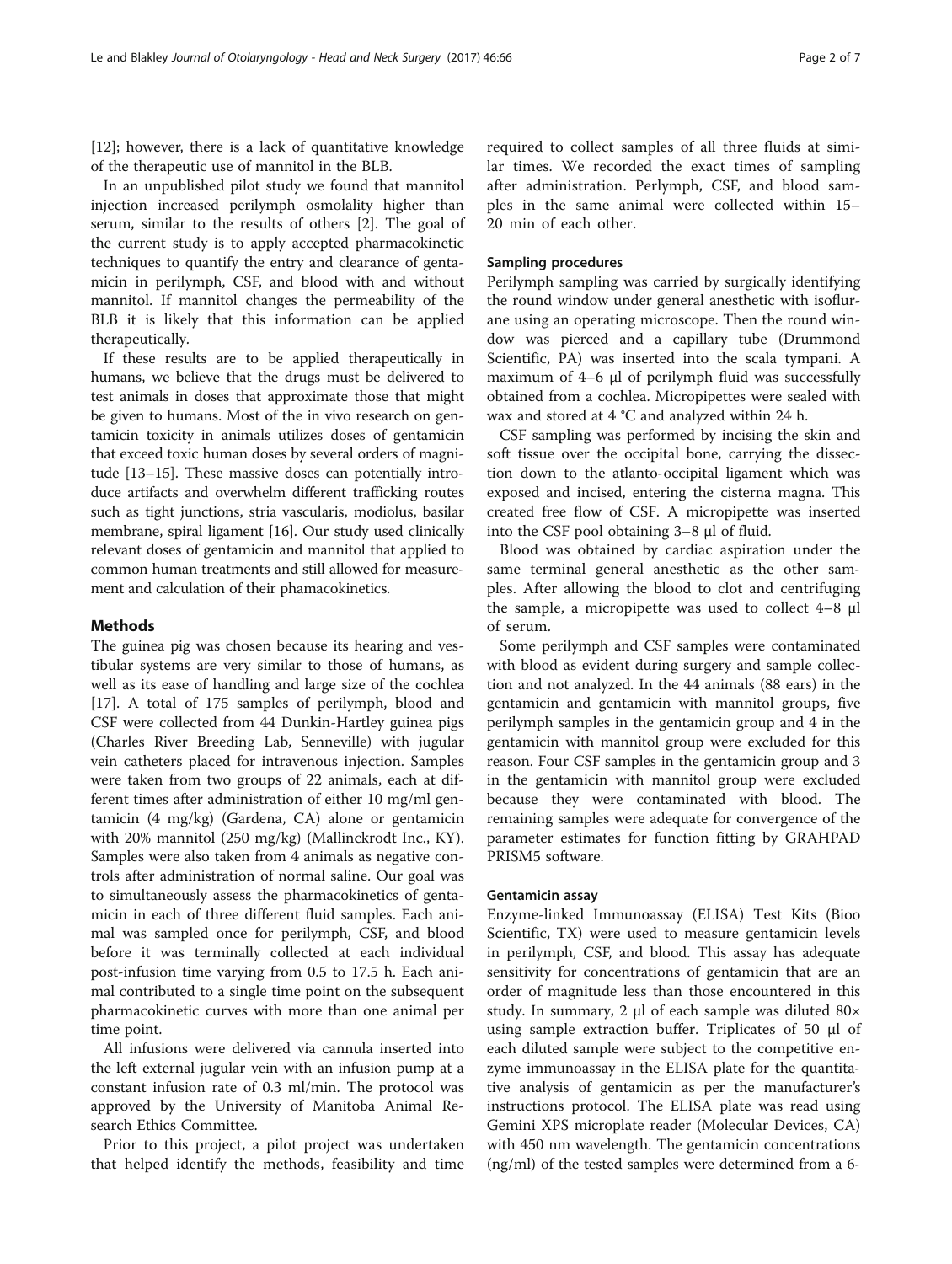[12]; however, there is a lack of quantitative knowledge of the therapeutic use of mannitol in the BLB.

In an unpublished pilot study we found that mannitol injection increased perilymph osmolality higher than serum, similar to the results of others [2]. The goal of the current study is to apply accepted pharmacokinetic techniques to quantify the entry and clearance of gentamicin in perilymph, CSF, and blood with and without mannitol. If mannitol changes the permeability of the BLB it is likely that this information can be applied therapeutically.

If these results are to be applied therapeutically in humans, we believe that the drugs must be delivered to test animals in doses that approximate those that might be given to humans. Most of the in vivo research on gentamicin toxicity in animals utilizes doses of gentamicin that exceed toxic human doses by several orders of magnitude [13–15]. These massive doses can potentially introduce artifacts and overwhelm different trafficking routes such as tight junctions, stria vascularis, modiolus, basilar membrane, spiral ligament [16]. Our study used clinically relevant doses of gentamicin and mannitol that applied to common human treatments and still allowed for measurement and calculation of their phamacokinetics.

## Methods

The guinea pig was chosen because its hearing and vestibular systems are very similar to those of humans, as well as its ease of handling and large size of the cochlea [17]. A total of 175 samples of perilymph, blood and CSF were collected from 44 Dunkin-Hartley guinea pigs (Charles River Breeding Lab, Senneville) with jugular vein catheters placed for intravenous injection. Samples were taken from two groups of 22 animals, each at different times after administration of either 10 mg/ml gentamicin (4 mg/kg) (Gardena, CA) alone or gentamicin with 20% mannitol (250 mg/kg) (Mallinckrodt Inc., KY). Samples were also taken from 4 animals as negative controls after administration of normal saline. Our goal was to simultaneously assess the pharmacokinetics of gentamicin in each of three different fluid samples. Each animal was sampled once for perilymph, CSF, and blood before it was terminally collected at each individual post-infusion time varying from 0.5 to 17.5 h. Each animal contributed to a single time point on the subsequent pharmacokinetic curves with more than one animal per time point.

All infusions were delivered via cannula inserted into the left external jugular vein with an infusion pump at a constant infusion rate of 0.3 ml/min. The protocol was approved by the University of Manitoba Animal Research Ethics Committee.

Prior to this project, a pilot project was undertaken that helped identify the methods, feasibility and time required to collect samples of all three fluids at similar times. We recorded the exact times of sampling after administration. Perlymph, CSF, and blood samples in the same animal were collected within 15–20 min of each other.

### Sampling procedures

Perilymph sampling was carried by surgically identifying the round window under general anesthetic with isoflurane using an operating microscope. Then the round window was pierced and a capillary tube (Drummond Scientific, PA) was inserted into the scala tympani. A maximum of 4–6 μl of perilymph fluid was successfully obtained from a cochlea. Micropipettes were sealed with wax and stored at 4 °C and analyzed within 24 h.

CSF sampling was performed by incising the skin and soft tissue over the occipital bone, carrying the dissection down to the atlanto-occipital ligament which was exposed and incised, entering the cisterna magna. This created free flow of CSF. A micropipette was inserted into the CSF pool obtaining 3–8 μl of fluid.

Blood was obtained by cardiac aspiration under the same terminal general anesthetic as the other samples. After allowing the blood to clot and centrifuging the sample, a micropipette was used to collect 4–8 μl of serum.

Some perilymph and CSF samples were contaminated with blood as evident during surgery and sample collection and not analyzed. In the 44 animals (88 ears) in the gentamicin and gentamicin with mannitol groups, five perilymph samples in the gentamicin group and 4 in the gentamicin with mannitol group were excluded for this reason. Four CSF samples in the gentamicin group and 3 in the gentamicin with mannitol group were excluded because they were contaminated with blood. The remaining samples were adequate for convergence of the parameter estimates for function fitting by GRAHPAD PRISM5 software.

### Gentamicin assay

Enzyme-linked Immunoassay (ELISA) Test Kits (Bioo Scientific, TX) were used to measure gentamicin levels in perilymph, CSF, and blood. This assay has adequate sensitivity for concentrations of gentamicin that are an order of magnitude less than those encountered in this study. In summary, 2 μl of each sample was diluted 80× using sample extraction buffer. Triplicates of 50 μl of each diluted sample were subject to the competitive enzyme immunoassay in the ELISA plate for the quantitative analysis of gentamicin as per the manufacturer's instructions protocol. The ELISA plate was read using Gemini XPS microplate reader (Molecular Devices, CA) with 450 nm wavelength. The gentamicin concentrations (ng/ml) of the tested samples were determined from a 6-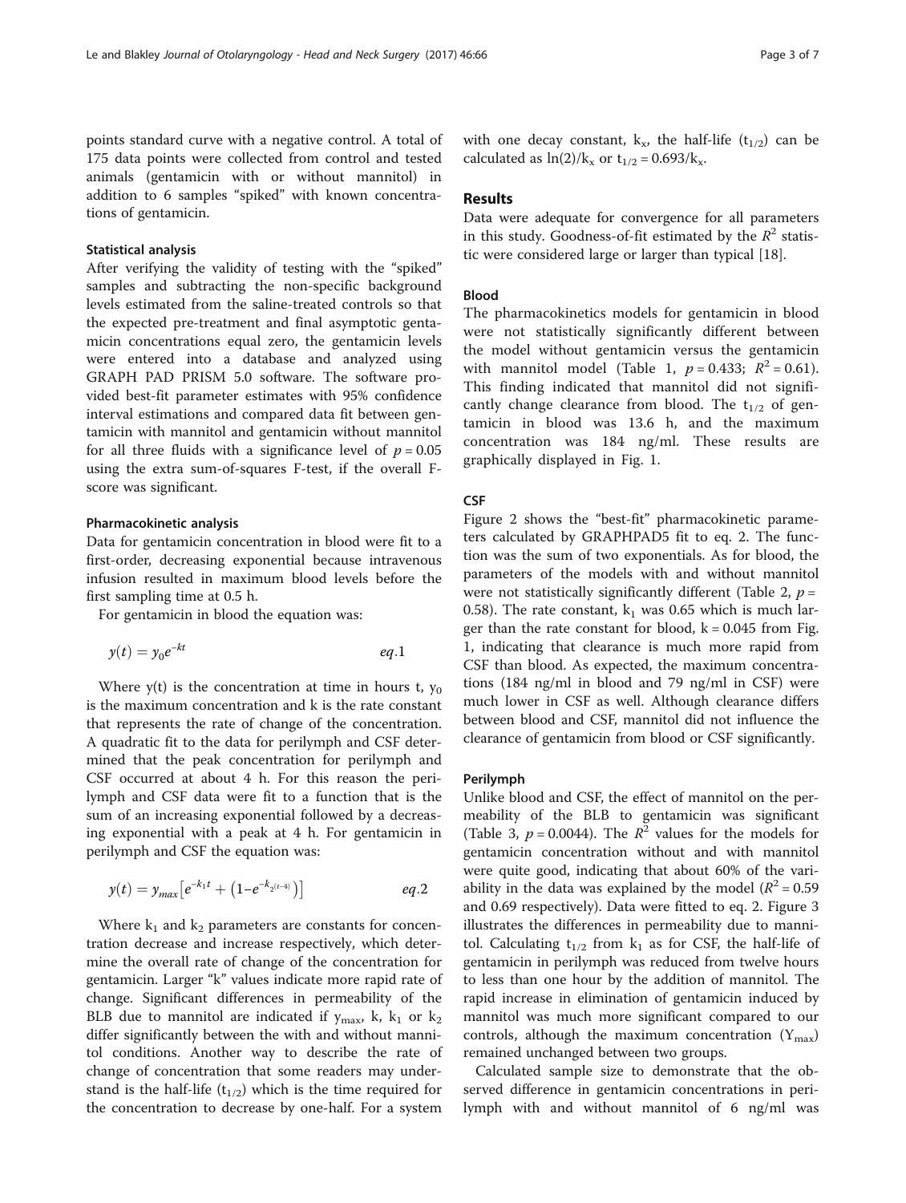points standard curve with a negative control. A total of 175 data points were collected from control and tested animals (gentamicin with or without mannitol) in addition to 6 samples "spiked" with known concentrations of gentamicin.

### Statistical analysis

After verifying the validity of testing with the "spiked" samples and subtracting the non-specific background levels estimated from the saline-treated controls so that the expected pre-treatment and final asymptotic gentamicin concentrations equal zero, the gentamicin levels were entered into a database and analyzed using GRAPH PAD PRISM 5.0 software. The software provided best-fit parameter estimates with 95% confidence interval estimations and compared data fit between gentamicin with mannitol and gentamicin without mannitol for all three fluids with a significance level of $p = 0.05$ using the extra sum-of-squares F-test, if the overall F-score was significant.

### Pharmacokinetic analysis

Data for gentamicin concentration in blood were fit to a first-order, decreasing exponential because intravenous infusion resulted in maximum blood levels before the first sampling time at 0.5 h.

For gentamicin in blood the equation was:

$$y(t) = y_0 e^{-kt} \qquad eq.1$$

Where y(t) is the concentration at time in hours t, $y_0$ is the maximum concentration and k is the rate constant that represents the rate of change of the concentration. A quadratic fit to the data for perilymph and CSF determined that the peak concentration for perilymph and CSF occurred at about 4 h. For this reason the perilymph and CSF data were fit to a function that is the sum of an increasing exponential followed by a decreasing exponential with a peak at 4 h. For gentamicin in perilymph and CSF the equation was:

$$y(t) = y_{max}\left[e^{-k_1 t} + \left(1 - e^{-k_{2(t-4)}}\right)\right] \qquad eq.2$$

Where $k_1$ and $k_2$ parameters are constants for concentration decrease and increase respectively, which determine the overall rate of change of the concentration for gentamicin. Larger "k" values indicate more rapid rate of change. Significant differences in permeability of the BLB due to mannitol are indicated if $y_{max}$, k, $k_1$ or $k_2$ differ significantly between the with and without mannitol conditions. Another way to describe the rate of change of concentration that some readers may understand is the half-life ($t_{1/2}$) which is the time required for the concentration to decrease by one-half. For a system with one decay constant, $k_x$, the half-life ($t_{1/2}$) can be calculated as $\ln(2)/k_x$ or $t_{1/2} = 0.693/k_x$.

## Results

Data were adequate for convergence for all parameters in this study. Goodness-of-fit estimated by the $R^2$ statistic were considered large or larger than typical [18].

### Blood

The pharmacokinetics models for gentamicin in blood were not statistically significantly different between the model without gentamicin versus the gentamicin with mannitol model (Table 1, $p = 0.433$; $R^2 = 0.61$). This finding indicated that mannitol did not significantly change clearance from blood. The $t_{1/2}$ of gentamicin in blood was 13.6 h, and the maximum concentration was 184 ng/ml. These results are graphically displayed in Fig. 1.

### CSF

Figure 2 shows the "best-fit" pharmacokinetic parameters calculated by GRAPHPAD5 fit to eq. 2. The function was the sum of two exponentials. As for blood, the parameters of the models with and without mannitol were not statistically significantly different (Table 2, $p = 0.58$). The rate constant, $k_1$ was 0.65 which is much larger than the rate constant for blood, $k = 0.045$ from Fig. 1, indicating that clearance is much more rapid from CSF than blood. As expected, the maximum concentrations (184 ng/ml in blood and 79 ng/ml in CSF) were much lower in CSF as well. Although clearance differs between blood and CSF, mannitol did not influence the clearance of gentamicin from blood or CSF significantly.

### Perilymph

Unlike blood and CSF, the effect of mannitol on the permeability of the BLB to gentamicin was significant (Table 3, $p = 0.0044$). The $R^2$ values for the models for gentamicin concentration without and with mannitol were quite good, indicating that about 60% of the variability in the data was explained by the model ($R^2 = 0.59$ and 0.69 respectively). Data were fitted to eq. 2. Figure 3 illustrates the differences in permeability due to mannitol. Calculating $t_{1/2}$ from $k_1$ as for CSF, the half-life of gentamicin in perilymph was reduced from twelve hours to less than one hour by the addition of mannitol. The rapid increase in elimination of gentamicin induced by mannitol was much more significant compared to our controls, although the maximum concentration ($Y_{max}$) remained unchanged between two groups.

Calculated sample size to demonstrate that the observed difference in gentamicin concentrations in perilymph with and without mannitol of 6 ng/ml was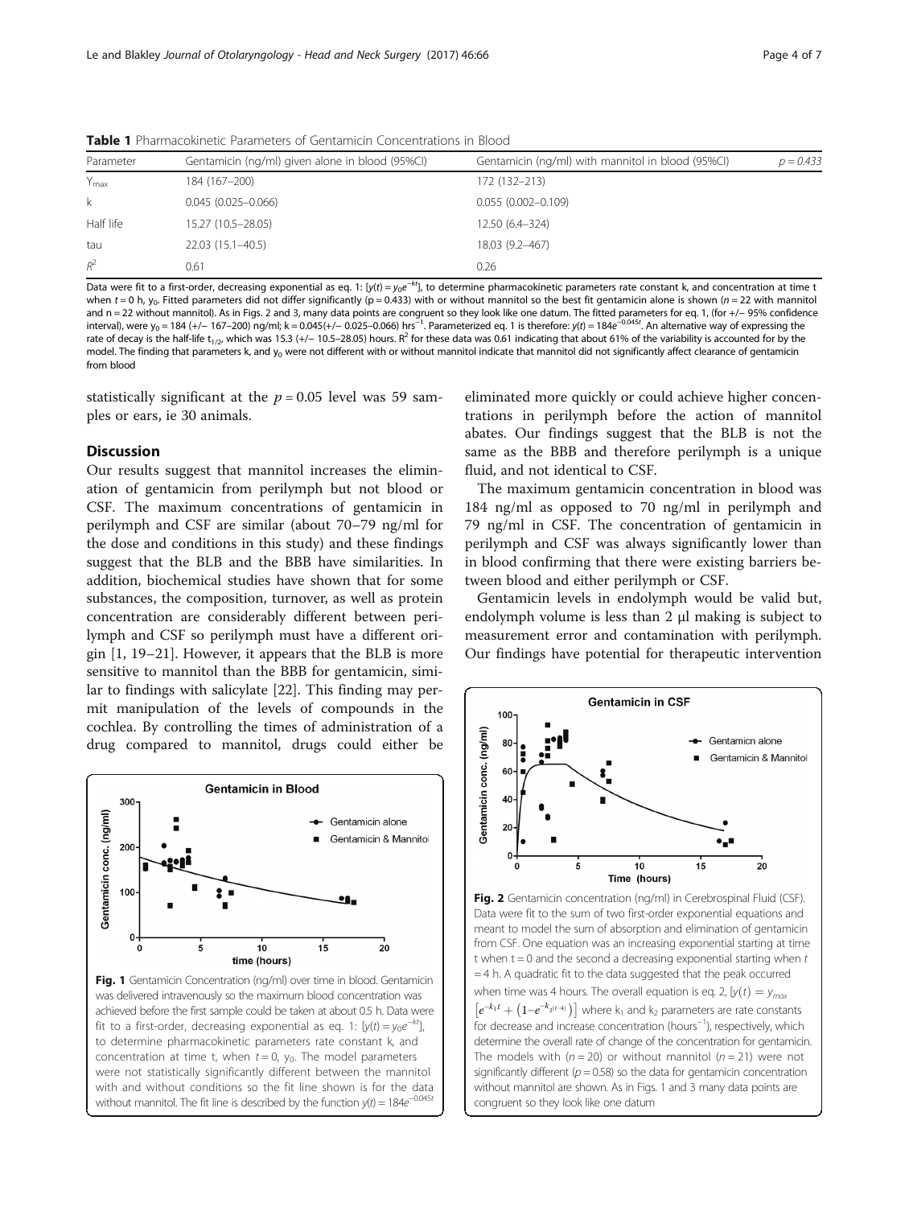**Table 1** Pharmacokinetic Parameters of Gentamicin Concentrations in Blood

| Parameter | Gentamicin (ng/ml) given alone in blood (95%CI) | Gentamicin (ng/ml) with mannitol in blood (95%CI) | $p = 0.433$ |
|---|---|---|---|
| $Y_{max}$ | 184 (167–200) | 172 (132–213) | |
| k | 0.045 (0.025–0.066) | 0.055 (0.002–0.109) | |
| Half life | 15.27 (10.5–28.05) | 12.50 (6.4–324) | |
| tau | 22.03 (15.1–40.5) | 18.03 (9.2–467) | |
| $R^2$ | 0.61 | 0.26 | |

Data were fit to a first-order, decreasing exponential as eq. 1: [$y(t) = y_0e^{-kt}$], to determine pharmacokinetic parameters rate constant k, and concentration at time t when $t = 0$ h, $y_0$. Fitted parameters did not differ significantly ($p = 0.433$) with or without mannitol so the best fit gentamicin alone is shown ($n = 22$ with mannitol and n = 22 without mannitol). As in Figs. 2 and 3, many data points are congruent so they look like one datum. The fitted parameters for eq. 1, (for +/− 95% confidence interval), were $y_0 = 184$ (+/− 167–200) ng/ml; k = 0.045(+/− 0.025–0.066) $hrs^{-1}$. Parameterized eq. 1 is therefore: $y(t) = 184e^{-0.045t}$. An alternative way of expressing the rate of decay is the half-life $t_{1/2}$, which was 15.3 (+/− 10.5–28.05) hours. $R^2$ for these data was 0.61 indicating that about 61% of the variability is accounted for by the model. The finding that parameters k, and $y_0$ were not different with or without mannitol indicate that mannitol did not significantly affect clearance of gentamicin from blood

statistically significant at the $p = 0.05$ level was 59 samples or ears, ie 30 animals.

## Discussion

Our results suggest that mannitol increases the elimination of gentamicin from perilymph but not blood or CSF. The maximum concentrations of gentamicin in perilymph and CSF are similar (about 70–79 ng/ml for the dose and conditions in this study) and these findings suggest that the BLB and the BBB have similarities. In addition, biochemical studies have shown that for some substances, the composition, turnover, as well as protein concentration are considerably different between perilymph and CSF so perilymph must have a different origin [1, 19–21]. However, it appears that the BLB is more sensitive to mannitol than the BBB for gentamicin, similar to findings with salicylate [22]. This finding may permit manipulation of the levels of compounds in the cochlea. By controlling the times of administration of a drug compared to mannitol, drugs could either be eliminated more quickly or could achieve higher concentrations in perilymph before the action of mannitol abates. Our findings suggest that the BLB is not the same as the BBB and therefore perilymph is a unique fluid, and not identical to CSF.

The maximum gentamicin concentration in blood was 184 ng/ml as opposed to 70 ng/ml in perilymph and 79 ng/ml in CSF. The concentration of gentamicin in perilymph and CSF was always significantly lower than in blood confirming that there were existing barriers between blood and either perilymph or CSF.

Gentamicin levels in endolymph would be valid but, endolymph volume is less than 2 μl making is subject to measurement error and contamination with perilymph. Our findings have potential for therapeutic intervention

Gentamicin in Blood
Gentamicin conc. (ng/ml)
time (hours)
Gentamicin alone
Gentamicin & Mannitol

**Fig. 1** Gentamicin Concentration (ng/ml) over time in blood. Gentamicin was delivered intravenously so the maximum blood concentration was achieved before the first sample could be taken at about 0.5 h. Data were fit to a first-order, decreasing exponential as eq. 1: [$y(t) = y_0e^{-kt}$], to determine pharmacokinetic parameters rate constant k, and concentration at time t, when $t = 0$, $y_0$. The model parameters were not statistically significantly different between the mannitol with and without conditions so the fit line shown is for the data without mannitol. The fit line is described by the function $y(t) = 184e^{-0.045t}$

Gentamicin in CSF
Gentamicin conc. (ng/ml)
Time (hours)
Gentamicn alone
Gentamicin & Mannitol

**Fig. 2** Gentamicin concentration (ng/ml) in Cerebrospinal Fluid (CSF). Data were fit to the sum of two first-order exponential equations and meant to model the sum of absorption and elimination of gentamicin from CSF. One equation was an increasing exponential starting at time t when t = 0 and the second a decreasing exponential starting when $t = 4$ h. A quadratic fit to the data suggested that the peak occurred when time was 4 hours. The overall equation is eq. 2, [$y(t) = y_{max}\left[e^{-k_1t} + \left(1-e^{-k_2(t-4)}\right)\right]$ where $k_1$ and $k_2$ parameters are rate constants for decrease and increase concentration ($hours^{-1}$), respectively, which determine the overall rate of change of the concentration for gentamicin. The models with ($n = 20$) or without mannitol ($n = 21$) were not significantly different ($p = 0.58$) so the data for gentamicin concentration without mannitol are shown. As in Figs. 1 and 3 many data points are congruent so they look like one datum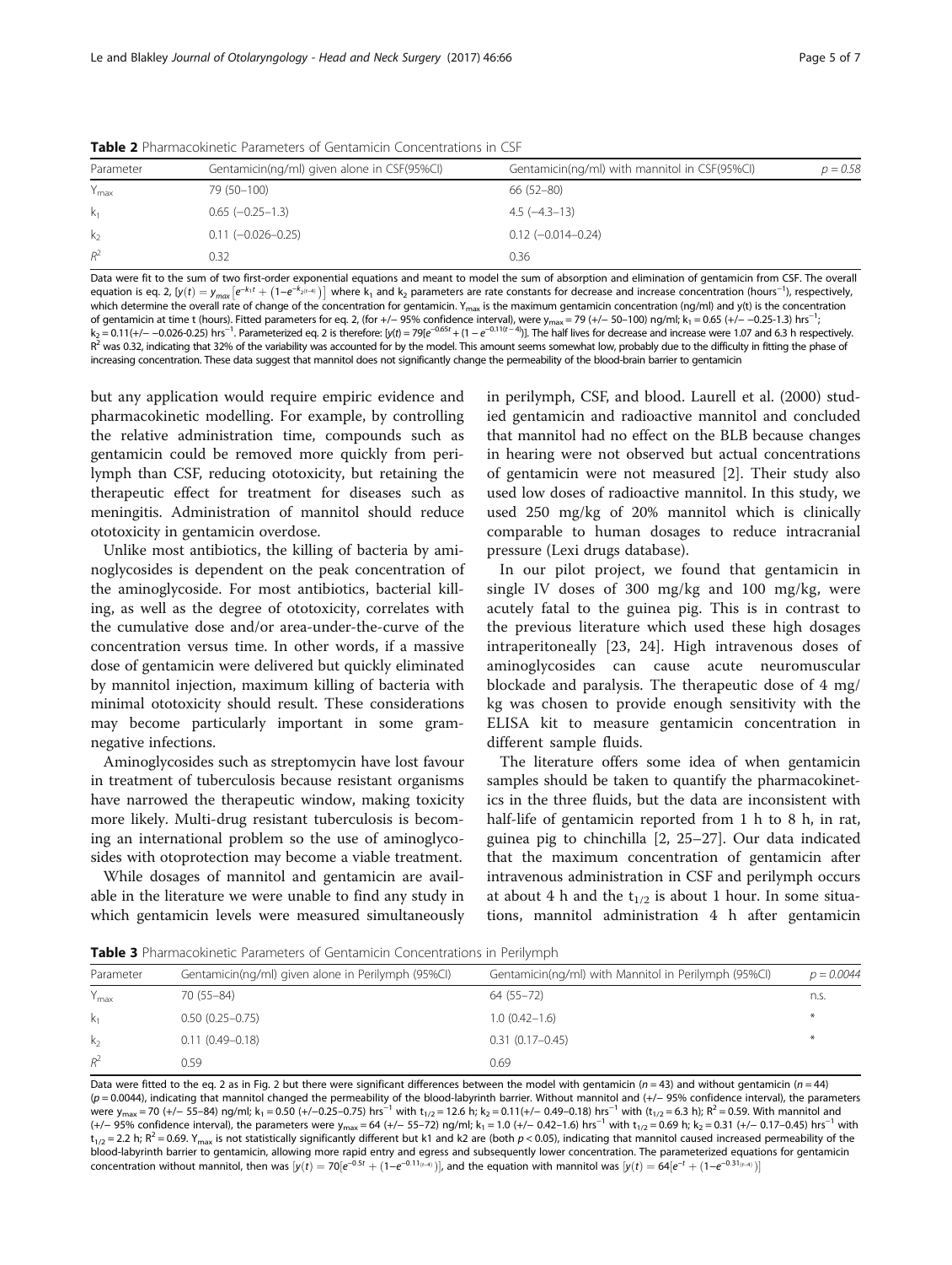**Table 2** Pharmacokinetic Parameters of Gentamicin Concentrations in CSF

| Parameter | Gentamicin(ng/ml) given alone in CSF(95%CI) | Gentamicin(ng/ml) with mannitol in CSF(95%CI) | $p = 0.58$ |
|---|---|---|---|
| $Y_{max}$ | 79 (50–100) | 66 (52–80) | |
| $k_1$ | 0.65 (−0.25–1.3) | 4.5 (−4.3–13) | |
| $k_2$ | 0.11 (−0.026–0.25) | 0.12 (−0.014–0.24) | |
| $R^2$ | 0.32 | 0.36 | |

Data were fit to the sum of two first-order exponential equations and meant to model the sum of absorption and elimination of gentamicin from CSF. The overall equation is eq. 2, $[y(t) = y_{max}[e^{-k_1 t} + (1-e^{-k_2(t-4)})]$ where $k_1$ and $k_2$ parameters are rate constants for decrease and increase concentration (hours$^{-1}$), respectively, which determine the overall rate of change of the concentration for gentamicin. $Y_{max}$ is the maximum gentamicin concentration (ng/ml) and y(t) is the concentration of gentamicin at time t (hours). Fitted parameters for eq. 2, (for +/− 95% confidence interval), were $y_{max}$ = 79 (+/− 50–100) ng/ml; $k_1$ = 0.65 (+/− −0.25-1.3) hrs$^{-1}$; $k_2$ = 0.11(+/− −0.026-0.25) hrs$^{-1}$. Parameterized eq. 2 is therefore: $[y(t) = 79[e^{-0.65t} + (1 - e^{-0.11(t-4)})]$. The half lives for decrease and increase were 1.07 and 6.3 h respectively. $R^2$ was 0.32, indicating that 32% of the variability was accounted for by the model. This amount seems somewhat low, probably due to the difficulty in fitting the phase of increasing concentration. These data suggest that mannitol does not significantly change the permeability of the blood-brain barrier to gentamicin

but any application would require empiric evidence and pharmacokinetic modelling. For example, by controlling the relative administration time, compounds such as gentamicin could be removed more quickly from perilymph than CSF, reducing ototoxicity, but retaining the therapeutic effect for treatment for diseases such as meningitis. Administration of mannitol should reduce ototoxicity in gentamicin overdose.

Unlike most antibiotics, the killing of bacteria by aminoglycosides is dependent on the peak concentration of the aminoglycoside. For most antibiotics, bacterial killing, as well as the degree of ototoxicity, correlates with the cumulative dose and/or area-under-the-curve of the concentration versus time. In other words, if a massive dose of gentamicin were delivered but quickly eliminated by mannitol injection, maximum killing of bacteria with minimal ototoxicity should result. These considerations may become particularly important in some gram-negative infections.

Aminoglycosides such as streptomycin have lost favour in treatment of tuberculosis because resistant organisms have narrowed the therapeutic window, making toxicity more likely. Multi-drug resistant tuberculosis is becoming an international problem so the use of aminoglycosides with otoprotection may become a viable treatment.

While dosages of mannitol and gentamicin are available in the literature we were unable to find any study in which gentamicin levels were measured simultaneously in perilymph, CSF, and blood. Laurell et al. (2000) studied gentamicin and radioactive mannitol and concluded that mannitol had no effect on the BLB because changes in hearing were not observed but actual concentrations of gentamicin were not measured [2]. Their study also used low doses of radioactive mannitol. In this study, we used 250 mg/kg of 20% mannitol which is clinically comparable to human dosages to reduce intracranial pressure (Lexi drugs database).

In our pilot project, we found that gentamicin in single IV doses of 300 mg/kg and 100 mg/kg, were acutely fatal to the guinea pig. This is in contrast to the previous literature which used these high dosages intraperitoneally [23, 24]. High intravenous doses of aminoglycosides can cause acute neuromuscular blockade and paralysis. The therapeutic dose of 4 mg/kg was chosen to provide enough sensitivity with the ELISA kit to measure gentamicin concentration in different sample fluids.

The literature offers some idea of when gentamicin samples should be taken to quantify the pharmacokinetics in the three fluids, but the data are inconsistent with half-life of gentamicin reported from 1 h to 8 h, in rat, guinea pig to chinchilla [2, 25–27]. Our data indicated that the maximum concentration of gentamicin after intravenous administration in CSF and perilymph occurs at about 4 h and the $t_{1/2}$ is about 1 hour. In some situations, mannitol administration 4 h after gentamicin

**Table 3** Pharmacokinetic Parameters of Gentamicin Concentrations in Perilymph

| Parameter | Gentamicin(ng/ml) given alone in Perilymph (95%CI) | Gentamicin(ng/ml) with Mannitol in Perilymph (95%CI) | $p = 0.0044$ |
|---|---|---|---|
| $Y_{max}$ | 70 (55–84) | 64 (55–72) | n.s. |
| $k_1$ | 0.50 (0.25–0.75) | 1.0 (0.42–1.6) | * |
| $k_2$ | 0.11 (0.49–0.18) | 0.31 (0.17–0.45) | * |
| $R^2$ | 0.59 | 0.69 | |

Data were fitted to the eq. 2 as in Fig. 2 but there were significant differences between the model with gentamicin ($n = 43$) and without gentamicin ($n = 44$) ($p = 0.0044$), indicating that mannitol changed the permeability of the blood-labyrinth barrier. Without mannitol and (+/− 95% confidence interval), the parameters were $y_{max}$ = 70 (+/− 55–84) ng/ml; $k_1$ = 0.50 (+/−0.25–0.75) hrs$^{-1}$ with $t_{1/2}$ = 12.6 h; $k_2$ = 0.11(+/− 0.49–0.18) hrs$^{-1}$ with ($t_{1/2}$ = 6.3 h); $R^2$ = 0.59. With mannitol and (+/− 95% confidence interval), the parameters were $y_{max}$ = 64 (+/− 55–72) ng/ml; $k_1$ = 1.0 (+/− 0.42–1.6) hrs$^{-1}$ with $t_{1/2}$ = 0.69 h; $k_2$ = 0.31 (+/− 0.17–0.45) hrs$^{-1}$ with $t_{1/2}$ = 2.2 h; $R^2$ = 0.69. $Y_{max}$ is not statistically significantly different but k1 and k2 are (both $p < 0.05$), indicating that mannitol caused increased permeability of the blood-labyrinth barrier to gentamicin, allowing more rapid entry and egress and subsequently lower concentration. The parameterized equations for gentamicin concentration without mannitol, then was $[y(t) = 70[e^{-0.5t} + (1-e^{-0.11(t-4)})]$, and the equation with mannitol was $[y(t) = 64[e^{-t} + (1-e^{-0.31(t-4)})]$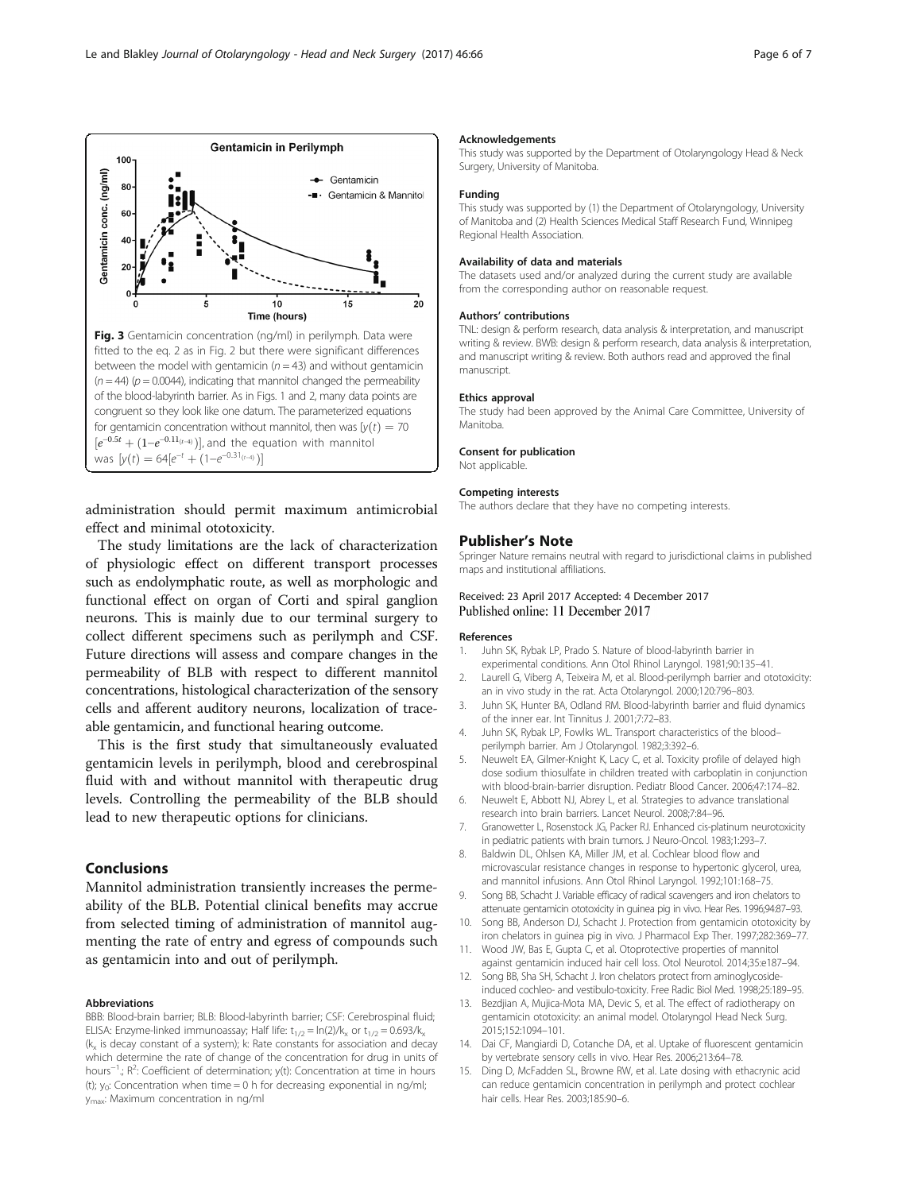Gentamicin in Perilymph

Gentamicin conc. (ng/ml)

100
80
60
40
20
0

0
5
10
15
20

Time (hours)

Gentamicin

Gentamicin & Mannitol

**Fig. 3** Gentamicin concentration (ng/ml) in perilymph. Data were fitted to the eq. 2 as in Fig. 2 but there were significant differences between the model with gentamicin ($n = 43$) and without gentamicin ($n = 44$) ($p = 0.0044$), indicating that mannitol changed the permeability of the blood-labyrinth barrier. As in Figs. 1 and 2, many data points are congruent so they look like one datum. The parameterized equations for gentamicin concentration without mannitol, then was [$y(t) = 70$ $[e^{-0.5t} + (1 - e^{-0.11(t-4)})]$, and the equation with mannitol was [$y(t) = 64[e^{-t} + (1 - e^{-0.31(t-4)})]$]

administration should permit maximum antimicrobial effect and minimal ototoxicity.

The study limitations are the lack of characterization of physiologic effect on different transport processes such as endolymphatic route, as well as morphologic and functional effect on organ of Corti and spiral ganglion neurons. This is mainly due to our terminal surgery to collect different specimens such as perilymph and CSF. Future directions will assess and compare changes in the permeability of BLB with respect to different mannitol concentrations, histological characterization of the sensory cells and afferent auditory neurons, localization of traceable gentamicin, and functional hearing outcome.

This is the first study that simultaneously evaluated gentamicin levels in perilymph, blood and cerebrospinal fluid with and without mannitol with therapeutic drug levels. Controlling the permeability of the BLB should lead to new therapeutic options for clinicians.

## Conclusions

Mannitol administration transiently increases the permeability of the BLB. Potential clinical benefits may accrue from selected timing of administration of mannitol augmenting the rate of entry and egress of compounds such as gentamicin into and out of perilymph.

#### Abbreviations

BBB: Blood-brain barrier; BLB: Blood-labyrinth barrier; CSF: Cerebrospinal fluid; ELISA: Enzyme-linked immunoassay; Half life: $t_{1/2} = \ln(2)/k_x$ or $t_{1/2} = 0.693/k_x$ ($k_x$ is decay constant of a system); k: Rate constants for association and decay which determine the rate of change of the concentration for drug in units of hours$^{-1}$.; $R^2$: Coefficient of determination; y(t): Concentration at time in hours (t); $y_0$: Concentration when time = 0 h for decreasing exponential in ng/ml; $y_{max}$: Maximum concentration in ng/ml

#### Acknowledgements

This study was supported by the Department of Otolaryngology Head & Neck Surgery, University of Manitoba.

#### Funding

This study was supported by (1) the Department of Otolaryngology, University of Manitoba and (2) Health Sciences Medical Staff Research Fund, Winnipeg Regional Health Association.

#### Availability of data and materials

The datasets used and/or analyzed during the current study are available from the corresponding author on reasonable request.

#### Authors' contributions

TNL: design & perform research, data analysis & interpretation, and manuscript writing & review. BWB: design & perform research, data analysis & interpretation, and manuscript writing & review. Both authors read and approved the final manuscript.

#### Ethics approval

The study had been approved by the Animal Care Committee, University of Manitoba.

#### Consent for publication

Not applicable.

#### Competing interests

The authors declare that they have no competing interests.

### Publisher's Note

Springer Nature remains neutral with regard to jurisdictional claims in published maps and institutional affiliations.

Received: 23 April 2017 Accepted: 4 December 2017
Published online: 11 December 2017

#### References

1. Juhn SK, Rybak LP, Prado S. Nature of blood-labyrinth barrier in experimental conditions. Ann Otol Rhinol Laryngol. 1981;90:135–41.
2. Laurell G, Viberg A, Teixeira M, et al. Blood-perilymph barrier and ototoxicity: an in vivo study in the rat. Acta Otolaryngol. 2000;120:796–803.
3. Juhn SK, Hunter BA, Odland RM. Blood-labyrinth barrier and fluid dynamics of the inner ear. Int Tinnitus J. 2001;7:72–83.
4. Juhn SK, Rybak LP, Fowlks WL. Transport characteristics of the blood–perilymph barrier. Am J Otolaryngol. 1982;3:392–6.
5. Neuwelt EA, Gilmer-Knight K, Lacy C, et al. Toxicity profile of delayed high dose sodium thiosulfate in children treated with carboplatin in conjunction with blood-brain-barrier disruption. Pediatr Blood Cancer. 2006;47:174–82.
6. Neuwelt E, Abbott NJ, Abrey L, et al. Strategies to advance translational research into brain barriers. Lancet Neurol. 2008;7:84–96.
7. Granowetter L, Rosenstock JG, Packer RJ. Enhanced cis-platinum neurotoxicity in pediatric patients with brain tumors. J Neuro-Oncol. 1983;1:293–7.
8. Baldwin DL, Ohlsen KA, Miller JM, et al. Cochlear blood flow and microvascular resistance changes in response to hypertonic glycerol, urea, and mannitol infusions. Ann Otol Rhinol Laryngol. 1992;101:168–75.
9. Song BB, Schacht J. Variable efficacy of radical scavengers and iron chelators to attenuate gentamicin ototoxicity in guinea pig in vivo. Hear Res. 1996;94:87–93.
10. Song BB, Anderson DJ, Schacht J. Protection from gentamicin ototoxicity by iron chelators in guinea pig in vivo. J Pharmacol Exp Ther. 1997;282:369–77.
11. Wood JW, Bas E, Gupta C, et al. Otoprotective properties of mannitol against gentamicin induced hair cell loss. Otol Neurotol. 2014;35:e187–94.
12. Song BB, Sha SH, Schacht J. Iron chelators protect from aminoglycoside-induced cochleo- and vestibulo-toxicity. Free Radic Biol Med. 1998;25:189–95.
13. Bezdjian A, Mujica-Mota MA, Devic S, et al. The effect of radiotherapy on gentamicin ototoxicity: an animal model. Otolaryngol Head Neck Surg. 2015;152:1094–101.
14. Dai CF, Mangiardi D, Cotanche DA, et al. Uptake of fluorescent gentamicin by vertebrate sensory cells in vivo. Hear Res. 2006;213:64–78.
15. Ding D, McFadden SL, Browne RW, et al. Late dosing with ethacrynic acid can reduce gentamicin concentration in perilymph and protect cochlear hair cells. Hear Res. 2003;185:90–6.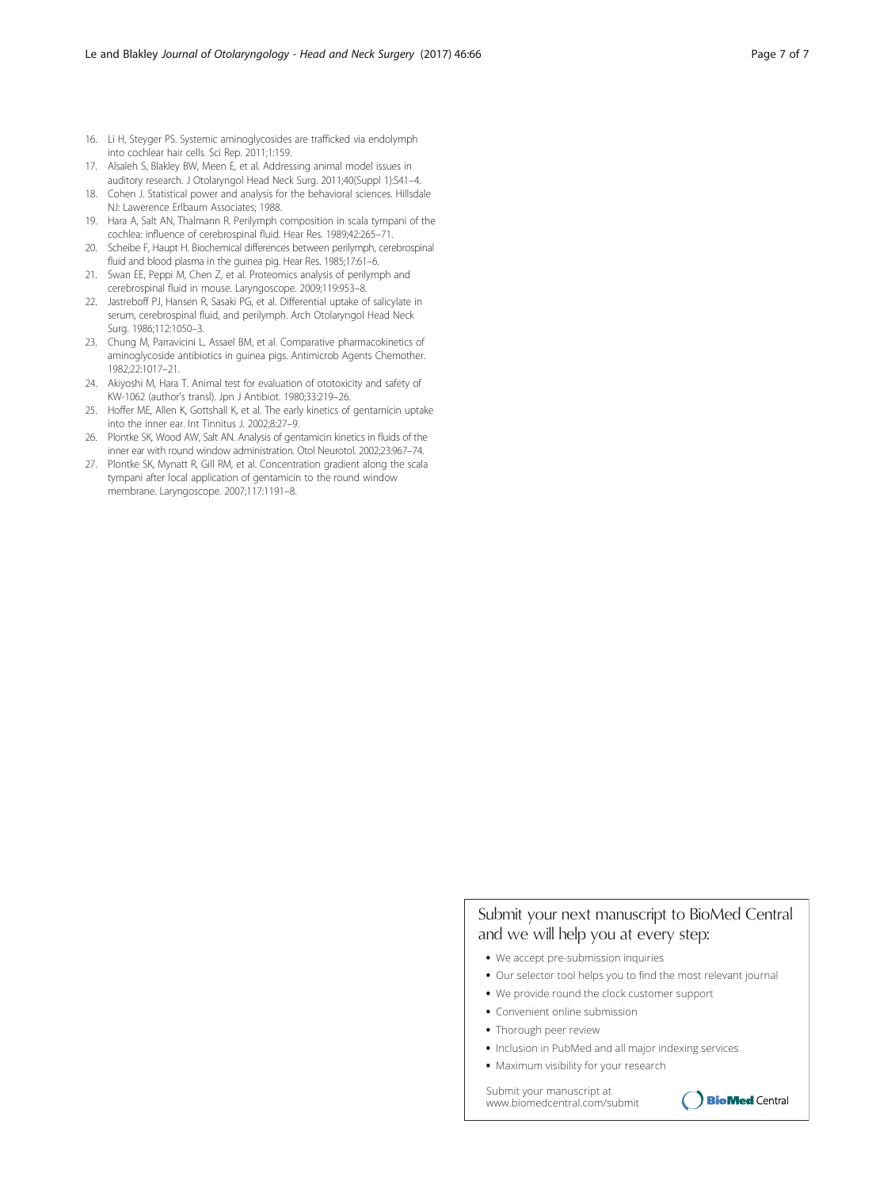16. Li H, Steyger PS. Systemic aminoglycosides are trafficked via endolymph into cochlear hair cells. Sci Rep. 2011;1:159.
17. Alsaleh S, Blakley BW, Meen E, et al. Addressing animal model issues in auditory research. J Otolaryngol Head Neck Surg. 2011;40(Suppl 1):S41–4.
18. Cohen J. Statistical power and analysis for the behavioral sciences. Hillsdale NJ: Lawerence Erlbaum Associates; 1988.
19. Hara A, Salt AN, Thalmann R. Perilymph composition in scala tympani of the cochlea: influence of cerebrospinal fluid. Hear Res. 1989;42:265–71.
20. Scheibe F, Haupt H. Biochemical differences between perilymph, cerebrospinal fluid and blood plasma in the guinea pig. Hear Res. 1985;17:61–6.
21. Swan EE, Peppi M, Chen Z, et al. Proteomics analysis of perilymph and cerebrospinal fluid in mouse. Laryngoscope. 2009;119:953–8.
22. Jastreboff PJ, Hansen R, Sasaki PG, et al. Differential uptake of salicylate in serum, cerebrospinal fluid, and perilymph. Arch Otolaryngol Head Neck Surg. 1986;112:1050–3.
23. Chung M, Parravicini L, Assael BM, et al. Comparative pharmacokinetics of aminoglycoside antibiotics in guinea pigs. Antimicrob Agents Chemother. 1982;22:1017–21.
24. Akiyoshi M, Hara T. Animal test for evaluation of ototoxicity and safety of KW-1062 (author's transl). Jpn J Antibiot. 1980;33:219–26.
25. Hoffer ME, Allen K, Gottshall K, et al. The early kinetics of gentamicin uptake into the inner ear. Int Tinnitus J. 2002;8:27–9.
26. Plontke SK, Wood AW, Salt AN. Analysis of gentamicin kinetics in fluids of the inner ear with round window administration. Otol Neurotol. 2002;23:967–74.
27. Plontke SK, Mynatt R, Gill RM, et al. Concentration gradient along the scala tympani after local application of gentamicin to the round window membrane. Laryngoscope. 2007;117:1191–8.

Submit your next manuscript to BioMed Central and we will help you at every step:

- We accept pre-submission inquiries
- Our selector tool helps you to find the most relevant journal
- We provide round the clock customer support
- Convenient online submission
- Thorough peer review
- Inclusion in PubMed and all major indexing services
- Maximum visibility for your research

Submit your manuscript at www.biomedcentral.com/submit

BioMed Central